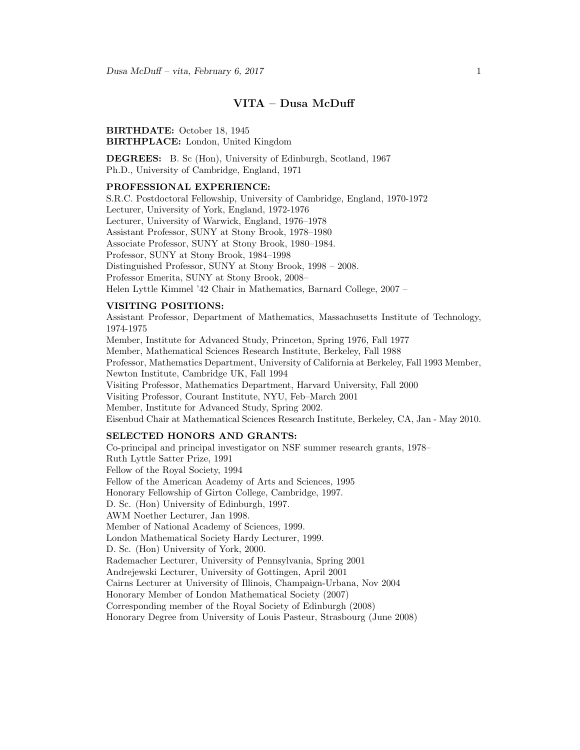# VITA – Dusa McDuff

**BIRTHDATE:** October 18, 1945
**BIRTHPLACE:** London, United Kingdom

**DEGREES:** B. Sc (Hon), University of Edinburgh, Scotland, 1967
Ph.D., University of Cambridge, England, 1971

**PROFESSIONAL EXPERIENCE:**

S.R.C. Postdoctoral Fellowship, University of Cambridge, England, 1970-1972
Lecturer, University of York, England, 1972-1976
Lecturer, University of Warwick, England, 1976–1978
Assistant Professor, SUNY at Stony Brook, 1978–1980
Associate Professor, SUNY at Stony Brook, 1980–1984.
Professor, SUNY at Stony Brook, 1984–1998
Distinguished Professor, SUNY at Stony Brook, 1998 – 2008.
Professor Emerita, SUNY at Stony Brook, 2008–
Helen Lyttle Kimmel '42 Chair in Mathematics, Barnard College, 2007 –

**VISITING POSITIONS:**

Assistant Professor, Department of Mathematics, Massachusetts Institute of Technology, 1974-1975
Member, Institute for Advanced Study, Princeton, Spring 1976, Fall 1977
Member, Mathematical Sciences Research Institute, Berkeley, Fall 1988
Professor, Mathematics Department, University of California at Berkeley, Fall 1993 Member, Newton Institute, Cambridge UK, Fall 1994
Visiting Professor, Mathematics Department, Harvard University, Fall 2000
Visiting Professor, Courant Institute, NYU, Feb–March 2001
Member, Institute for Advanced Study, Spring 2002.
Eisenbud Chair at Mathematical Sciences Research Institute, Berkeley, CA, Jan - May 2010.

**SELECTED HONORS AND GRANTS:**

Co-principal and principal investigator on NSF summer research grants, 1978–
Ruth Lyttle Satter Prize, 1991
Fellow of the Royal Society, 1994
Fellow of the American Academy of Arts and Sciences, 1995
Honorary Fellowship of Girton College, Cambridge, 1997.
D. Sc. (Hon) University of Edinburgh, 1997.
AWM Noether Lecturer, Jan 1998.
Member of National Academy of Sciences, 1999.
London Mathematical Society Hardy Lecturer, 1999.
D. Sc. (Hon) University of York, 2000.
Rademacher Lecturer, University of Pennsylvania, Spring 2001
Andrejewski Lecturer, University of Gottingen, April 2001
Cairns Lecturer at University of Illinois, Champaign-Urbana, Nov 2004
Honorary Member of London Mathematical Society (2007)
Corresponding member of the Royal Society of Edinburgh (2008)
Honorary Degree from University of Louis Pasteur, Strasbourg (June 2008)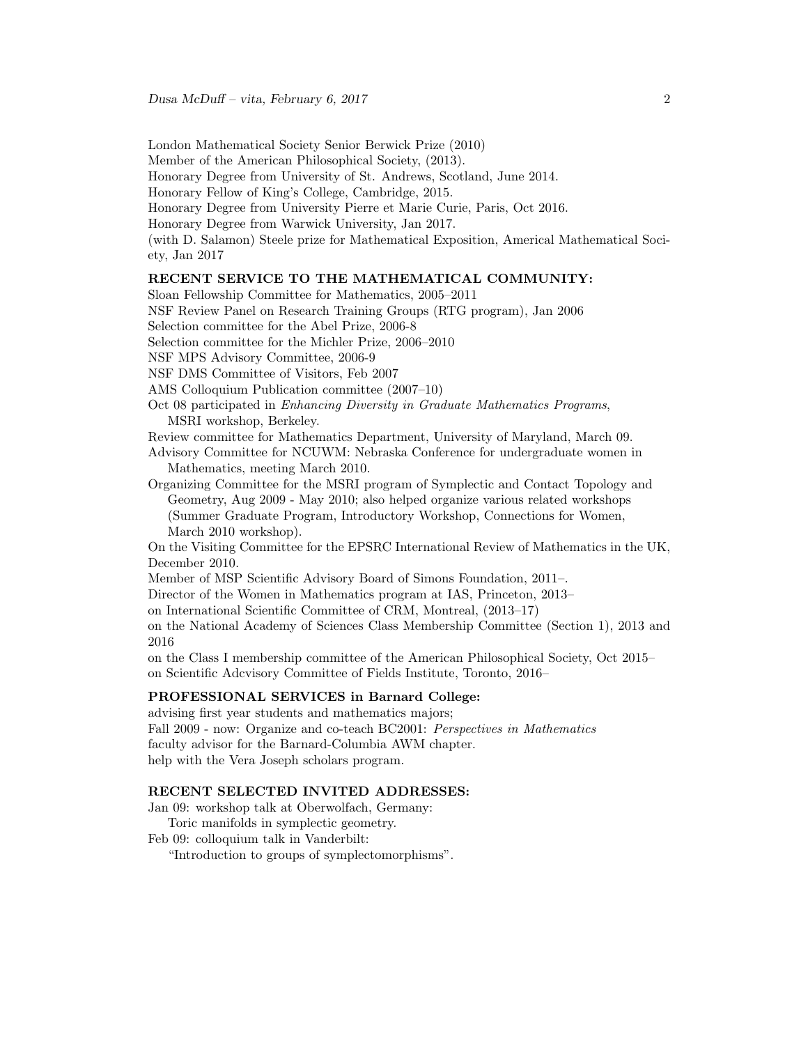London Mathematical Society Senior Berwick Prize (2010)
Member of the American Philosophical Society, (2013).
Honorary Degree from University of St. Andrews, Scotland, June 2014.
Honorary Fellow of King's College, Cambridge, 2015.
Honorary Degree from University Pierre et Marie Curie, Paris, Oct 2016.
Honorary Degree from Warwick University, Jan 2017.
(with D. Salamon) Steele prize for Mathematical Exposition, Americal Mathematical Society, Jan 2017

## RECENT SERVICE TO THE MATHEMATICAL COMMUNITY:

Sloan Fellowship Committee for Mathematics, 2005–2011
NSF Review Panel on Research Training Groups (RTG program), Jan 2006
Selection committee for the Abel Prize, 2006-8
Selection committee for the Michler Prize, 2006–2010
NSF MPS Advisory Committee, 2006-9
NSF DMS Committee of Visitors, Feb 2007
AMS Colloquium Publication committee (2007–10)
Oct 08 participated in *Enhancing Diversity in Graduate Mathematics Programs*, MSRI workshop, Berkeley.
Review committee for Mathematics Department, University of Maryland, March 09.
Advisory Committee for NCUWM: Nebraska Conference for undergraduate women in Mathematics, meeting March 2010.
Organizing Committee for the MSRI program of Symplectic and Contact Topology and Geometry, Aug 2009 - May 2010; also helped organize various related workshops (Summer Graduate Program, Introductory Workshop, Connections for Women, March 2010 workshop).
On the Visiting Committee for the EPSRC International Review of Mathematics in the UK, December 2010.
Member of MSP Scientific Advisory Board of Simons Foundation, 2011–.
Director of the Women in Mathematics program at IAS, Princeton, 2013–
on International Scientific Committee of CRM, Montreal, (2013–17)
on the National Academy of Sciences Class Membership Committee (Section 1), 2013 and 2016
on the Class I membership committee of the American Philosophical Society, Oct 2015–
on Scientific Adcvisory Committee of Fields Institute, Toronto, 2016–

## PROFESSIONAL SERVICES in Barnard College:

advising first year students and mathematics majors;
Fall 2009 - now: Organize and co-teach BC2001: *Perspectives in Mathematics*
faculty advisor for the Barnard-Columbia AWM chapter.
help with the Vera Joseph scholars program.

## RECENT SELECTED INVITED ADDRESSES:

Jan 09: workshop talk at Oberwolfach, Germany:
Toric manifolds in symplectic geometry.
Feb 09: colloquium talk in Vanderbilt:
"Introduction to groups of symplectomorphisms".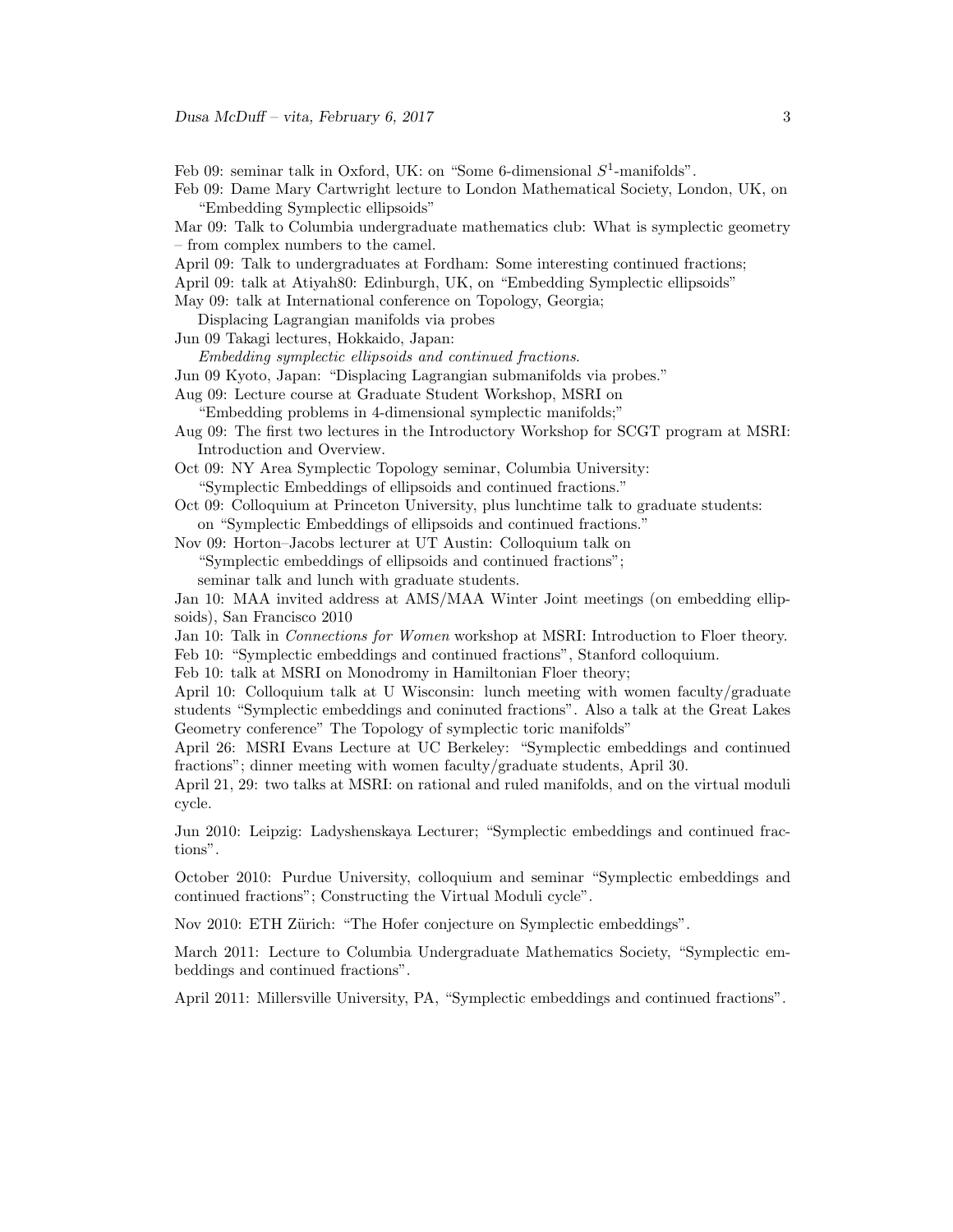Feb 09: seminar talk in Oxford, UK: on "Some 6-dimensional $S^1$-manifolds".

Feb 09: Dame Mary Cartwright lecture to London Mathematical Society, London, UK, on "Embedding Symplectic ellipsoids"

Mar 09: Talk to Columbia undergraduate mathematics club: What is symplectic geometry – from complex numbers to the camel.

April 09: Talk to undergraduates at Fordham: Some interesting continued fractions;

April 09: talk at Atiyah80: Edinburgh, UK, on "Embedding Symplectic ellipsoids"

May 09: talk at International conference on Topology, Georgia; Displacing Lagrangian manifolds via probes

Jun 09 Takagi lectures, Hokkaido, Japan: *Embedding symplectic ellipsoids and continued fractions*.

Jun 09 Kyoto, Japan: "Displacing Lagrangian submanifolds via probes."

Aug 09: Lecture course at Graduate Student Workshop, MSRI on "Embedding problems in 4-dimensional symplectic manifolds;"

Aug 09: The first two lectures in the Introductory Workshop for SCGT program at MSRI: Introduction and Overview.

Oct 09: NY Area Symplectic Topology seminar, Columbia University: "Symplectic Embeddings of ellipsoids and continued fractions."

Oct 09: Colloquium at Princeton University, plus lunchtime talk to graduate students: on "Symplectic Embeddings of ellipsoids and continued fractions."

Nov 09: Horton–Jacobs lecturer at UT Austin: Colloquium talk on "Symplectic embeddings of ellipsoids and continued fractions"; seminar talk and lunch with graduate students.

Jan 10: MAA invited address at AMS/MAA Winter Joint meetings (on embedding ellipsoids), San Francisco 2010

Jan 10: Talk in *Connections for Women* workshop at MSRI: Introduction to Floer theory.

Feb 10: "Symplectic embeddings and continued fractions", Stanford colloquium.

Feb 10: talk at MSRI on Monodromy in Hamiltonian Floer theory;

April 10: Colloquium talk at U Wisconsin: lunch meeting with women faculty/graduate students "Symplectic embeddings and coninuted fractions". Also a talk at the Great Lakes Geometry conference" The Topology of symplectic toric manifolds"

April 26: MSRI Evans Lecture at UC Berkeley: "Symplectic embeddings and continued fractions"; dinner meeting with women faculty/graduate students, April 30.

April 21, 29: two talks at MSRI: on rational and ruled manifolds, and on the virtual moduli cycle.

Jun 2010: Leipzig: Ladyshenskaya Lecturer; "Symplectic embeddings and continued fractions".

October 2010: Purdue University, colloquium and seminar "Symplectic embeddings and continued fractions"; Constructing the Virtual Moduli cycle".

Nov 2010: ETH Zürich: "The Hofer conjecture on Symplectic embeddings".

March 2011: Lecture to Columbia Undergraduate Mathematics Society, "Symplectic embeddings and continued fractions".

April 2011: Millersville University, PA, "Symplectic embeddings and continued fractions".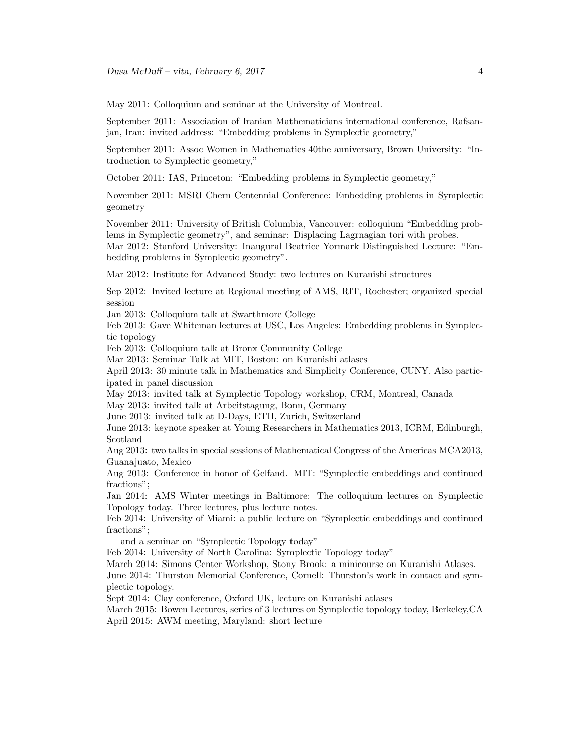May 2011: Colloquium and seminar at the University of Montreal.

September 2011: Association of Iranian Mathematicians international conference, Rafsanjan, Iran: invited address: "Embedding problems in Symplectic geometry,"

September 2011: Assoc Women in Mathematics 40the anniversary, Brown University: "Introduction to Symplectic geometry,"

October 2011: IAS, Princeton: "Embedding problems in Symplectic geometry,"

November 2011: MSRI Chern Centennial Conference: Embedding problems in Symplectic geometry

November 2011: University of British Columbia, Vancouver: colloquium "Embedding problems in Symplectic geometry", and seminar: Displacing Lagrnagian tori with probes.
Mar 2012: Stanford University: Inaugural Beatrice Yormark Distinguished Lecture: "Embedding problems in Symplectic geometry".

Mar 2012: Institute for Advanced Study: two lectures on Kuranishi structures

Sep 2012: Invited lecture at Regional meeting of AMS, RIT, Rochester; organized special session
Jan 2013: Colloquium talk at Swarthmore College
Feb 2013: Gave Whiteman lectures at USC, Los Angeles: Embedding problems in Symplectic topology
Feb 2013: Colloquium talk at Bronx Community College
Mar 2013: Seminar Talk at MIT, Boston: on Kuranishi atlases
April 2013: 30 minute talk in Mathematics and Simplicity Conference, CUNY. Also participated in panel discussion
May 2013: invited talk at Symplectic Topology workshop, CRM, Montreal, Canada
May 2013: invited talk at Arbeitstagung, Bonn, Germany
June 2013: invited talk at D-Days, ETH, Zurich, Switzerland
June 2013: keynote speaker at Young Researchers in Mathematics 2013, ICRM, Edinburgh, Scotland
Aug 2013: two talks in special sessions of Mathematical Congress of the Americas MCA2013, Guanajuato, Mexico
Aug 2013: Conference in honor of Gelfand. MIT: "Symplectic embeddings and continued fractions";
Jan 2014: AMS Winter meetings in Baltimore: The colloquium lectures on Symplectic Topology today. Three lectures, plus lecture notes.
Feb 2014: University of Miami: a public lecture on "Symplectic embeddings and continued fractions";
and a seminar on "Symplectic Topology today"
Feb 2014: University of North Carolina: Symplectic Topology today"
March 2014: Simons Center Workshop, Stony Brook: a minicourse on Kuranishi Atlases.
June 2014: Thurston Memorial Conference, Cornell: Thurston's work in contact and symplectic topology.
Sept 2014: Clay conference, Oxford UK, lecture on Kuranishi atlases
March 2015: Bowen Lectures, series of 3 lectures on Symplectic topology today, Berkeley,CA
April 2015: AWM meeting, Maryland: short lecture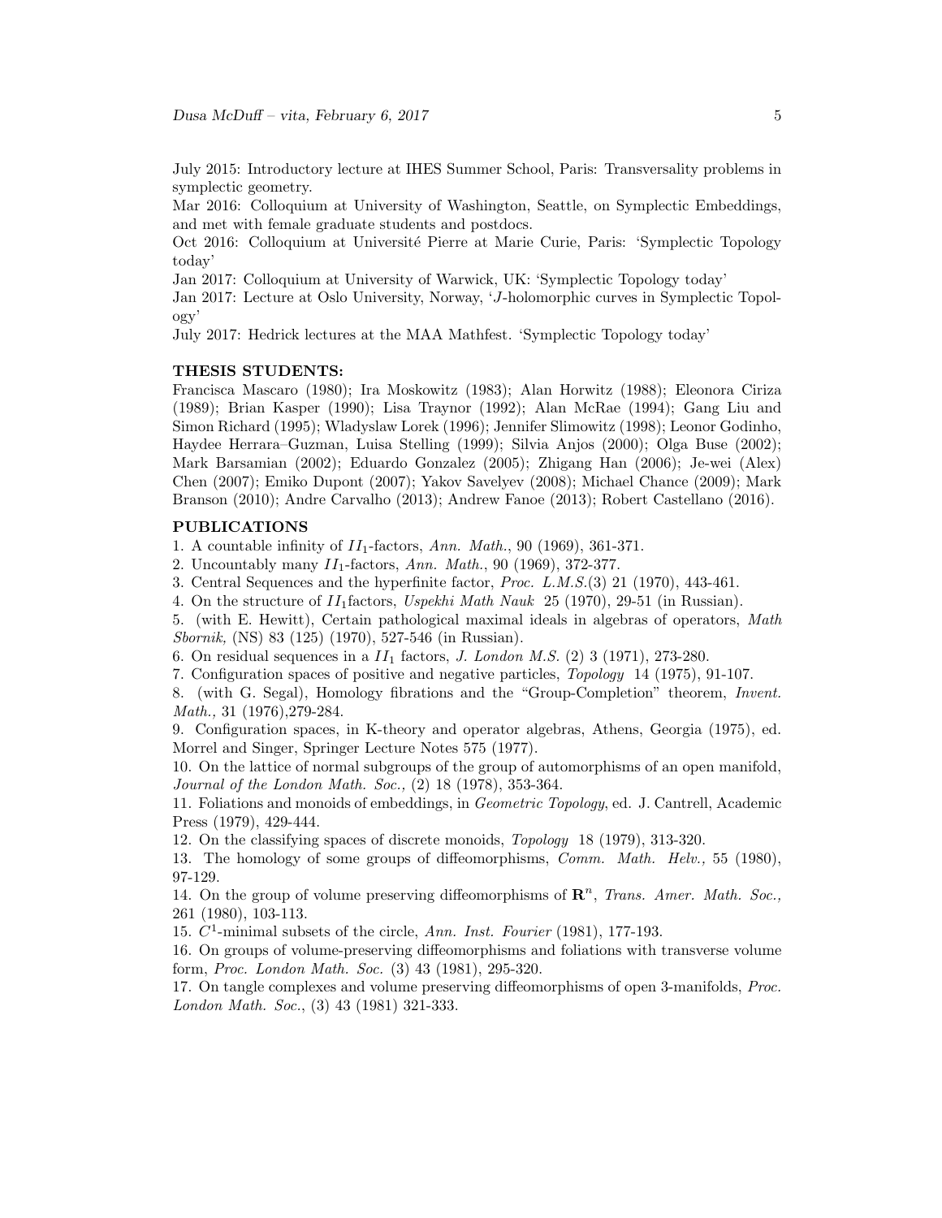July 2015: Introductory lecture at IHES Summer School, Paris: Transversality problems in symplectic geometry.
Mar 2016: Colloquium at University of Washington, Seattle, on Symplectic Embeddings, and met with female graduate students and postdocs.
Oct 2016: Colloquium at Université Pierre at Marie Curie, Paris: 'Symplectic Topology today'
Jan 2017: Colloquium at University of Warwick, UK: 'Symplectic Topology today'
Jan 2017: Lecture at Oslo University, Norway, '$J$-holomorphic curves in Symplectic Topology'
July 2017: Hedrick lectures at the MAA Mathfest. 'Symplectic Topology today'

**THESIS STUDENTS:**

Francisca Mascaro (1980); Ira Moskowitz (1983); Alan Horwitz (1988); Eleonora Ciriza (1989); Brian Kasper (1990); Lisa Traynor (1992); Alan McRae (1994); Gang Liu and Simon Richard (1995); Wladyslaw Lorek (1996); Jennifer Slimowitz (1998); Leonor Godinho, Haydee Herrara–Guzman, Luisa Stelling (1999); Silvia Anjos (2000); Olga Buse (2002); Mark Barsamian (2002); Eduardo Gonzalez (2005); Zhigang Han (2006); Je-wei (Alex) Chen (2007); Emiko Dupont (2007); Yakov Savelyev (2008); Michael Chance (2009); Mark Branson (2010); Andre Carvalho (2013); Andrew Fanoe (2013); Robert Castellano (2016).

**PUBLICATIONS**

1. A countable infinity of $II_1$-factors, *Ann. Math.*, 90 (1969), 361-371.
2. Uncountably many $II_1$-factors, *Ann. Math.*, 90 (1969), 372-377.
3. Central Sequences and the hyperfinite factor, *Proc. L.M.S.*(3) 21 (1970), 443-461.
4. On the structure of $II_1$factors, *Uspekhi Math Nauk* 25 (1970), 29-51 (in Russian).
5. (with E. Hewitt), Certain pathological maximal ideals in algebras of operators, *Math Sbornik,* (NS) 83 (125) (1970), 527-546 (in Russian).
6. On residual sequences in a $II_1$ factors, *J. London M.S.* (2) 3 (1971), 273-280.
7. Configuration spaces of positive and negative particles, *Topology* 14 (1975), 91-107.
8. (with G. Segal), Homology fibrations and the "Group-Completion" theorem, *Invent. Math.,* 31 (1976),279-284.
9. Configuration spaces, in K-theory and operator algebras, Athens, Georgia (1975), ed. Morrel and Singer, Springer Lecture Notes 575 (1977).
10. On the lattice of normal subgroups of the group of automorphisms of an open manifold, *Journal of the London Math. Soc.,* (2) 18 (1978), 353-364.
11. Foliations and monoids of embeddings, in *Geometric Topology*, ed. J. Cantrell, Academic Press (1979), 429-444.
12. On the classifying spaces of discrete monoids, *Topology* 18 (1979), 313-320.
13. The homology of some groups of diffeomorphisms, *Comm. Math. Helv.,* 55 (1980), 97-129.
14. On the group of volume preserving diffeomorphisms of $\mathbf{R}^n$, *Trans. Amer. Math. Soc.,* 261 (1980), 103-113.
15. $C^1$-minimal subsets of the circle, *Ann. Inst. Fourier* (1981), 177-193.
16. On groups of volume-preserving diffeomorphisms and foliations with transverse volume form, *Proc. London Math. Soc.* (3) 43 (1981), 295-320.
17. On tangle complexes and volume preserving diffeomorphisms of open 3-manifolds, *Proc. London Math. Soc.*, (3) 43 (1981) 321-333.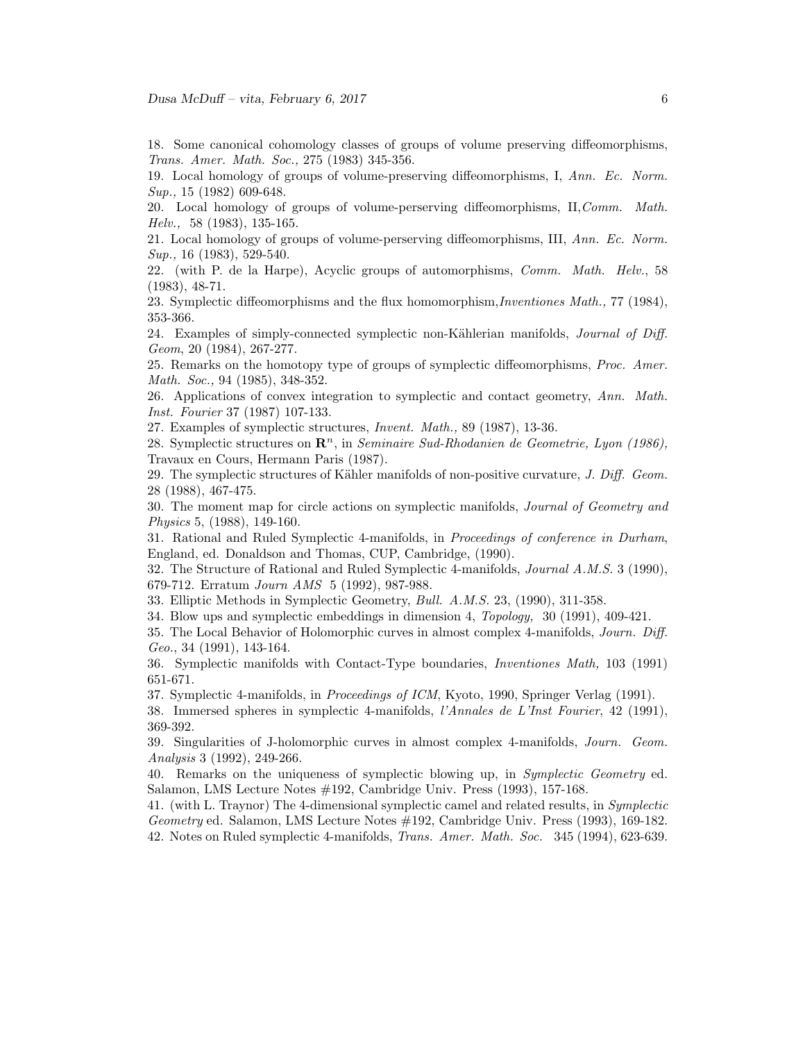18. Some canonical cohomology classes of groups of volume preserving diffeomorphisms, *Trans. Amer. Math. Soc.,* 275 (1983) 345-356.

19. Local homology of groups of volume-preserving diffeomorphisms, I, *Ann. Ec. Norm. Sup.,* 15 (1982) 609-648.

20. Local homology of groups of volume-perserving diffeomorphisms, II, *Comm. Math. Helv.,* 58 (1983), 135-165.

21. Local homology of groups of volume-perserving diffeomorphisms, III, *Ann. Ec. Norm. Sup.,* 16 (1983), 529-540.

22. (with P. de la Harpe), Acyclic groups of automorphisms, *Comm. Math. Helv.*, 58 (1983), 48-71.

23. Symplectic diffeomorphisms and the flux homomorphism, *Inventiones Math.,* 77 (1984), 353-366.

24. Examples of simply-connected symplectic non-Kählerian manifolds, *Journal of Diff. Geom*, 20 (1984), 267-277.

25. Remarks on the homotopy type of groups of symplectic diffeomorphisms, *Proc. Amer. Math. Soc.,* 94 (1985), 348-352.

26. Applications of convex integration to symplectic and contact geometry, *Ann. Math. Inst. Fourier* 37 (1987) 107-133.

27. Examples of symplectic structures, *Invent. Math.,* 89 (1987), 13-36.

28. Symplectic structures on $\mathbf{R}^n$, in *Seminaire Sud-Rhodanien de Geometrie, Lyon (1986),* Travaux en Cours, Hermann Paris (1987).

29. The symplectic structures of Kähler manifolds of non-positive curvature, *J. Diff. Geom.* 28 (1988), 467-475.

30. The moment map for circle actions on symplectic manifolds, *Journal of Geometry and Physics* 5, (1988), 149-160.

31. Rational and Ruled Symplectic 4-manifolds, in *Proceedings of conference in Durham*, England, ed. Donaldson and Thomas, CUP, Cambridge, (1990).

32. The Structure of Rational and Ruled Symplectic 4-manifolds, *Journal A.M.S.* 3 (1990), 679-712. Erratum *Journ AMS* 5 (1992), 987-988.

33. Elliptic Methods in Symplectic Geometry, *Bull. A.M.S.* 23, (1990), 311-358.

34. Blow ups and symplectic embeddings in dimension 4, *Topology,* 30 (1991), 409-421.

35. The Local Behavior of Holomorphic curves in almost complex 4-manifolds, *Journ. Diff. Geo.*, 34 (1991), 143-164.

36. Symplectic manifolds with Contact-Type boundaries, *Inventiones Math,* 103 (1991) 651-671.

37. Symplectic 4-manifolds, in *Proceedings of ICM*, Kyoto, 1990, Springer Verlag (1991).

38. Immersed spheres in symplectic 4-manifolds, *l'Annales de L'Inst Fourier*, 42 (1991), 369-392.

39. Singularities of J-holomorphic curves in almost complex 4-manifolds, *Journ. Geom. Analysis* 3 (1992), 249-266.

40. Remarks on the uniqueness of symplectic blowing up, in *Symplectic Geometry* ed. Salamon, LMS Lecture Notes #192, Cambridge Univ. Press (1993), 157-168.

41. (with L. Traynor) The 4-dimensional symplectic camel and related results, in *Symplectic Geometry* ed. Salamon, LMS Lecture Notes #192, Cambridge Univ. Press (1993), 169-182.

42. Notes on Ruled symplectic 4-manifolds, *Trans. Amer. Math. Soc.* 345 (1994), 623-639.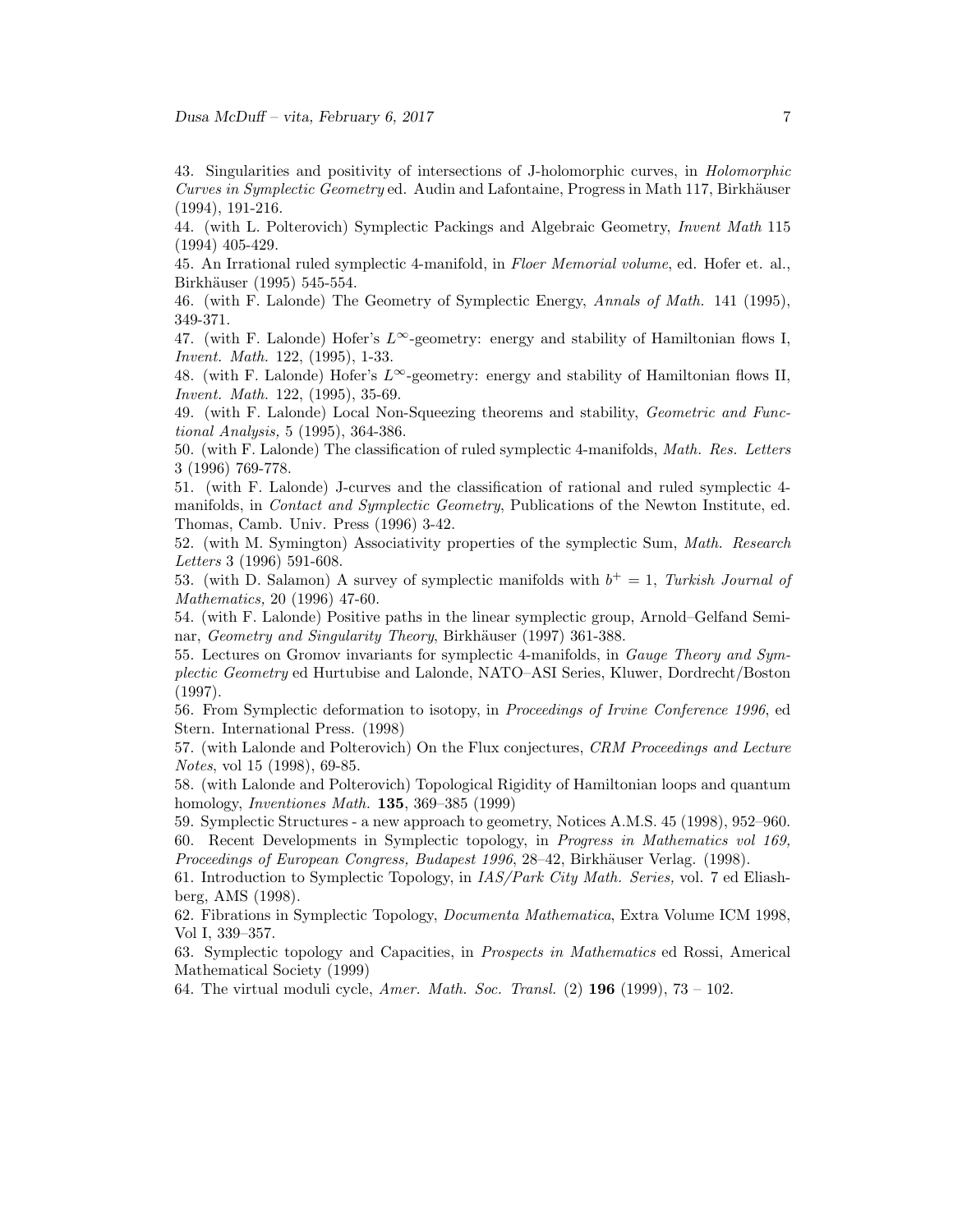43. Singularities and positivity of intersections of J-holomorphic curves, in *Holomorphic Curves in Symplectic Geometry* ed. Audin and Lafontaine, Progress in Math 117, Birkhäuser (1994), 191-216.
44. (with L. Polterovich) Symplectic Packings and Algebraic Geometry, *Invent Math* 115 (1994) 405-429.
45. An Irrational ruled symplectic 4-manifold, in *Floer Memorial volume*, ed. Hofer et. al., Birkhäuser (1995) 545-554.
46. (with F. Lalonde) The Geometry of Symplectic Energy, *Annals of Math.* 141 (1995), 349-371.
47. (with F. Lalonde) Hofer's $L^\infty$-geometry: energy and stability of Hamiltonian flows I, *Invent. Math.* 122, (1995), 1-33.
48. (with F. Lalonde) Hofer's $L^\infty$-geometry: energy and stability of Hamiltonian flows II, *Invent. Math.* 122, (1995), 35-69.
49. (with F. Lalonde) Local Non-Squeezing theorems and stability, *Geometric and Functional Analysis,* 5 (1995), 364-386.
50. (with F. Lalonde) The classification of ruled symplectic 4-manifolds, *Math. Res. Letters* 3 (1996) 769-778.
51. (with F. Lalonde) J-curves and the classification of rational and ruled symplectic 4-manifolds, in *Contact and Symplectic Geometry*, Publications of the Newton Institute, ed. Thomas, Camb. Univ. Press (1996) 3-42.
52. (with M. Symington) Associativity properties of the symplectic Sum, *Math. Research Letters* 3 (1996) 591-608.
53. (with D. Salamon) A survey of symplectic manifolds with $b^+ = 1$, *Turkish Journal of Mathematics,* 20 (1996) 47-60.
54. (with F. Lalonde) Positive paths in the linear symplectic group, Arnold–Gelfand Seminar, *Geometry and Singularity Theory*, Birkhäuser (1997) 361-388.
55. Lectures on Gromov invariants for symplectic 4-manifolds, in *Gauge Theory and Symplectic Geometry* ed Hurtubise and Lalonde, NATO–ASI Series, Kluwer, Dordrecht/Boston (1997).
56. From Symplectic deformation to isotopy, in *Proceedings of Irvine Conference 1996*, ed Stern. International Press. (1998)
57. (with Lalonde and Polterovich) On the Flux conjectures, *CRM Proceedings and Lecture Notes*, vol 15 (1998), 69-85.
58. (with Lalonde and Polterovich) Topological Rigidity of Hamiltonian loops and quantum homology, *Inventiones Math.* **135**, 369–385 (1999)
59. Symplectic Structures - a new approach to geometry, Notices A.M.S. 45 (1998), 952–960.
60. Recent Developments in Symplectic topology, in *Progress in Mathematics vol 169, Proceedings of European Congress, Budapest 1996*, 28–42, Birkhäuser Verlag. (1998).
61. Introduction to Symplectic Topology, in *IAS/Park City Math. Series,* vol. 7 ed Eliashberg, AMS (1998).
62. Fibrations in Symplectic Topology, *Documenta Mathematica*, Extra Volume ICM 1998, Vol I, 339–357.
63. Symplectic topology and Capacities, in *Prospects in Mathematics* ed Rossi, Americal Mathematical Society (1999)
64. The virtual moduli cycle, *Amer. Math. Soc. Transl.* (2) **196** (1999), 73 – 102.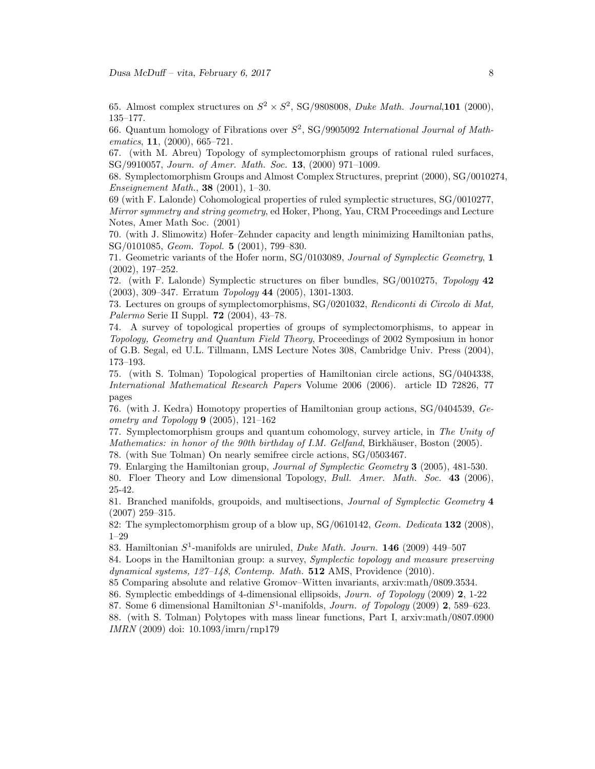65. Almost complex structures on $S^2 \times S^2$, SG/9808008, *Duke Math. Journal*,**101** (2000), 135–177.

66. Quantum homology of Fibrations over $S^2$, SG/9905092 *International Journal of Mathematics*, **11**, (2000), 665–721.

67. (with M. Abreu) Topology of symplectomorphism groups of rational ruled surfaces, SG/9910057, *Journ. of Amer. Math. Soc.* **13**, (2000) 971–1009.

68. Symplectomorphism Groups and Almost Complex Structures, preprint (2000), SG/0010274, *Enseignement Math.*, **38** (2001), 1–30.

69 (with F. Lalonde) Cohomological properties of ruled symplectic structures, SG/0010277, *Mirror symmetry and string geometry*, ed Hoker, Phong, Yau, CRM Proceedings and Lecture Notes, Amer Math Soc. (2001)

70. (with J. Slimowitz) Hofer–Zehnder capacity and length minimizing Hamiltonian paths, SG/0101085, *Geom. Topol.* **5** (2001), 799–830.

71. Geometric variants of the Hofer norm, SG/0103089, *Journal of Symplectic Geometry*, **1** (2002), 197–252.

72. (with F. Lalonde) Symplectic structures on fiber bundles, SG/0010275, *Topology* **42** (2003), 309–347. Erratum *Topology* **44** (2005), 1301-1303.

73. Lectures on groups of symplectomorphisms, SG/0201032, *Rendiconti di Circolo di Mat, Palermo* Serie II Suppl. **72** (2004), 43–78.

74. A survey of topological properties of groups of symplectomorphisms, to appear in *Topology, Geometry and Quantum Field Theory*, Proceedings of 2002 Symposium in honor of G.B. Segal, ed U.L. Tillmann, LMS Lecture Notes 308, Cambridge Univ. Press (2004), 173–193.

75. (with S. Tolman) Topological properties of Hamiltonian circle actions, SG/0404338, *International Mathematical Research Papers* Volume 2006 (2006). article ID 72826, 77 pages

76. (with J. Kedra) Homotopy properties of Hamiltonian group actions, SG/0404539, *Geometry and Topology* **9** (2005), 121–162

77. Symplectomorphism groups and quantum cohomology, survey article, in *The Unity of Mathematics: in honor of the 90th birthday of I.M. Gelfand*, Birkhäuser, Boston (2005).

78. (with Sue Tolman) On nearly semifree circle actions, SG/0503467.

79. Enlarging the Hamiltonian group, *Journal of Symplectic Geometry* **3** (2005), 481-530.

80. Floer Theory and Low dimensional Topology, *Bull. Amer. Math. Soc.* **43** (2006), 25-42.

81. Branched manifolds, groupoids, and multisections, *Journal of Symplectic Geometry* **4** (2007) 259–315.

82: The symplectomorphism group of a blow up, SG/0610142, *Geom. Dedicata* **132** (2008), 1–29

83. Hamiltonian $S^1$-manifolds are uniruled, *Duke Math. Journ.* **146** (2009) 449–507

84. Loops in the Hamiltonian group: a survey, *Symplectic topology and measure preserving dynamical systems, 127–148*, *Contemp. Math.* **512** AMS, Providence (2010).

85 Comparing absolute and relative Gromov–Witten invariants, arxiv:math/0809.3534.

86. Symplectic embeddings of 4-dimensional ellipsoids, *Journ. of Topology* (2009) **2**, 1-22

87. Some 6 dimensional Hamiltonian $S^1$-manifolds, *Journ. of Topology* (2009) **2**, 589–623.

88. (with S. Tolman) Polytopes with mass linear functions, Part I, arxiv:math/0807.0900 *IMRN* (2009) doi: 10.1093/imrn/rnp179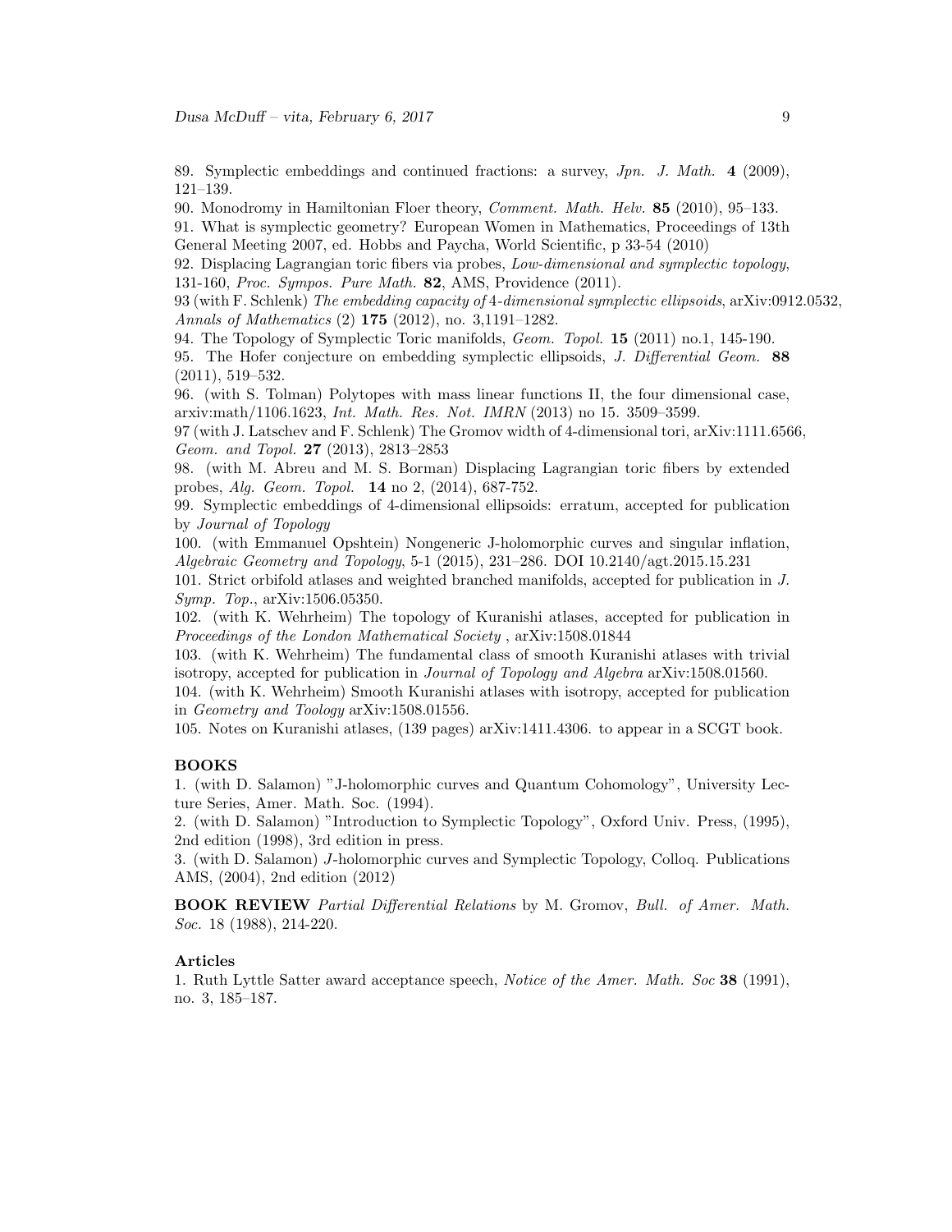89. Symplectic embeddings and continued fractions: a survey, *Jpn. J. Math.* **4** (2009), 121–139.
90. Monodromy in Hamiltonian Floer theory, *Comment. Math. Helv.* **85** (2010), 95–133.
91. What is symplectic geometry? European Women in Mathematics, Proceedings of 13th General Meeting 2007, ed. Hobbs and Paycha, World Scientific, p 33-54 (2010)
92. Displacing Lagrangian toric fibers via probes, *Low-dimensional and symplectic topology*, 131-160, *Proc. Sympos. Pure Math.* **82**, AMS, Providence (2011).
93 (with F. Schlenk) *The embedding capacity of 4-dimensional symplectic ellipsoids*, arXiv:0912.0532, *Annals of Mathematics* (2) **175** (2012), no. 3,1191–1282.
94. The Topology of Symplectic Toric manifolds, *Geom. Topol.* **15** (2011) no.1, 145-190.
95. The Hofer conjecture on embedding symplectic ellipsoids, *J. Differential Geom.* **88** (2011), 519–532.
96. (with S. Tolman) Polytopes with mass linear functions II, the four dimensional case, arxiv:math/1106.1623, *Int. Math. Res. Not. IMRN* (2013) no 15. 3509–3599.
97 (with J. Latschev and F. Schlenk) The Gromov width of 4-dimensional tori, arXiv:1111.6566, *Geom. and Topol.* **27** (2013), 2813–2853
98. (with M. Abreu and M. S. Borman) Displacing Lagrangian toric fibers by extended probes, *Alg. Geom. Topol.* **14** no 2, (2014), 687-752.
99. Symplectic embeddings of 4-dimensional ellipsoids: erratum, accepted for publication by *Journal of Topology*
100. (with Emmanuel Opshtein) Nongeneric J-holomorphic curves and singular inflation, *Algebraic Geometry and Topology*, 5-1 (2015), 231–286. DOI 10.2140/agt.2015.15.231
101. Strict orbifold atlases and weighted branched manifolds, accepted for publication in *J. Symp. Top.*, arXiv:1506.05350.
102. (with K. Wehrheim) The topology of Kuranishi atlases, accepted for publication in *Proceedings of the London Mathematical Society* , arXiv:1508.01844
103. (with K. Wehrheim) The fundamental class of smooth Kuranishi atlases with trivial isotropy, accepted for publication in *Journal of Topology and Algebra* arXiv:1508.01560.
104. (with K. Wehrheim) Smooth Kuranishi atlases with isotropy, accepted for publication in *Geometry and Toology* arXiv:1508.01556.
105. Notes on Kuranishi atlases, (139 pages) arXiv:1411.4306. to appear in a SCGT book.

**BOOKS**

1. (with D. Salamon) "J-holomorphic curves and Quantum Cohomology", University Lecture Series, Amer. Math. Soc. (1994).
2. (with D. Salamon) "Introduction to Symplectic Topology", Oxford Univ. Press, (1995), 2nd edition (1998), 3rd edition in press.
3. (with D. Salamon) $J$-holomorphic curves and Symplectic Topology, Colloq. Publications AMS, (2004), 2nd edition (2012)

**BOOK REVIEW** *Partial Differential Relations* by M. Gromov, *Bull. of Amer. Math. Soc.* 18 (1988), 214-220.

**Articles**

1. Ruth Lyttle Satter award acceptance speech, *Notice of the Amer. Math. Soc* **38** (1991), no. 3, 185–187.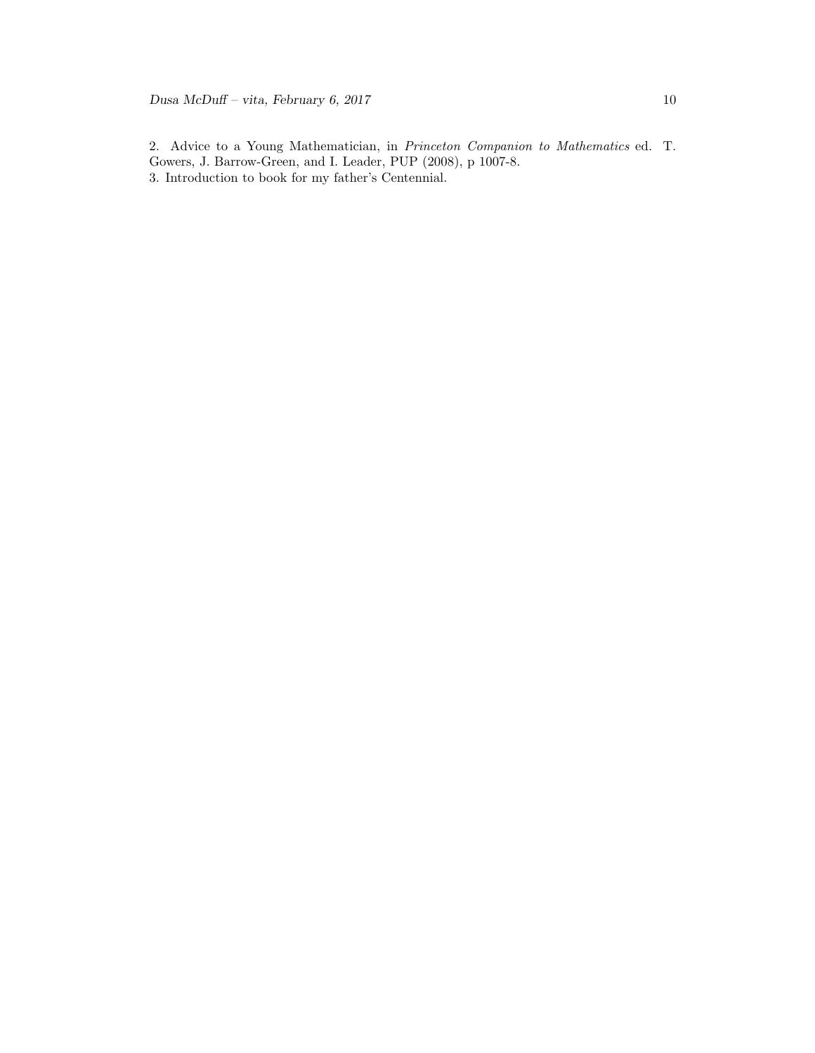2. Advice to a Young Mathematician, in *Princeton Companion to Mathematics* ed. T. Gowers, J. Barrow-Green, and I. Leader, PUP (2008), p 1007-8.
3. Introduction to book for my father's Centennial.